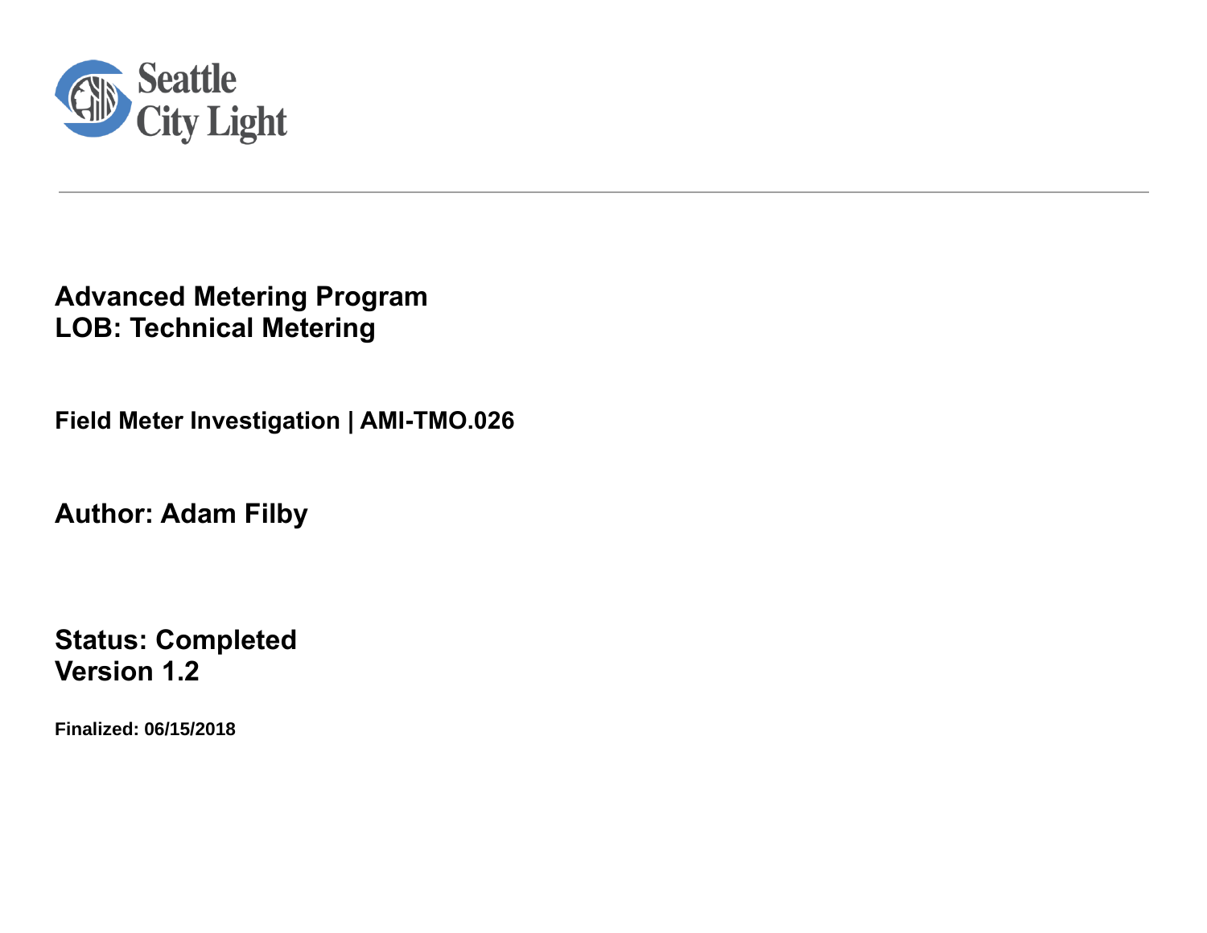Seattle City Light

---

# Advanced Metering Program
# LOB: Technical Metering

## Field Meter Investigation | AMI-TMO.026

## Author: Adam Filby

## Status: Completed
## Version 1.2

**Finalized: 06/15/2018**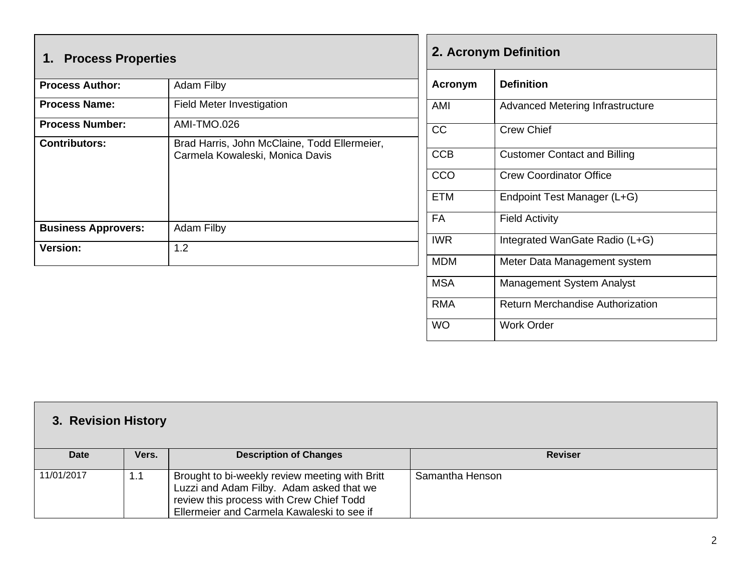## 1. Process Properties

| **Process Author:** | Adam Filby |
|---|---|
| **Process Name:** | Field Meter Investigation |
| **Process Number:** | AMI-TMO.026 |
| **Contributors:** | Brad Harris, John McClaine, Todd Ellermeier, Carmela Kowaleski, Monica Davis |
| **Business Approvers:** | Adam Filby |
| **Version:** | 1.2 |

## 2. Acronym Definition

| Acronym | Definition |
|---|---|
| AMI | Advanced Metering Infrastructure |
| CC | Crew Chief |
| CCB | Customer Contact and Billing |
| CCO | Crew Coordinator Office |
| ETM | Endpoint Test Manager (L+G) |
| FA | Field Activity |
| IWR | Integrated WanGate Radio (L+G) |
| MDM | Meter Data Management system |
| MSA | Management System Analyst |
| RMA | Return Merchandise Authorization |
| WO | Work Order |

## 3. Revision History

| Date | Vers. | Description of Changes | Reviser |
|---|---|---|---|
| 11/01/2017 | 1.1 | Brought to bi-weekly review meeting with Britt Luzzi and Adam Filby. Adam asked that we review this process with Crew Chief Todd Ellermeier and Carmela Kawaleski to see if | Samantha Henson |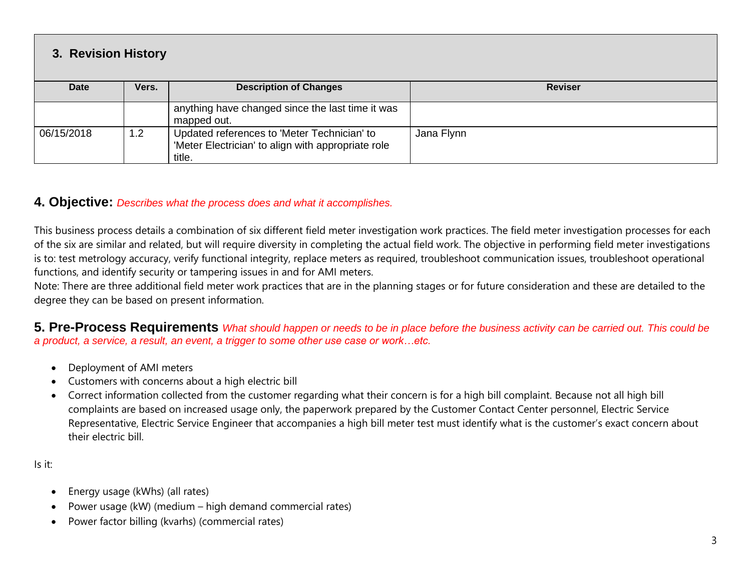## 3. Revision History

| Date | Vers. | Description of Changes | Reviser |
|---|---|---|---|
| | | anything have changed since the last time it was mapped out. | |
| 06/15/2018 | 1.2 | Updated references to 'Meter Technician' to 'Meter Electrician' to align with appropriate role title. | Jana Flynn |

## 4. Objective: *Describes what the process does and what it accomplishes.*

This business process details a combination of six different field meter investigation work practices. The field meter investigation processes for each of the six are similar and related, but will require diversity in completing the actual field work. The objective in performing field meter investigations is to: test metrology accuracy, verify functional integrity, replace meters as required, troubleshoot communication issues, troubleshoot operational functions, and identify security or tampering issues in and for AMI meters.

Note: There are three additional field meter work practices that are in the planning stages or for future consideration and these are detailed to the degree they can be based on present information.

## 5. Pre-Process Requirements *What should happen or needs to be in place before the business activity can be carried out. This could be a product, a service, a result, an event, a trigger to some other use case or work…etc.*

- Deployment of AMI meters
- Customers with concerns about a high electric bill
- Correct information collected from the customer regarding what their concern is for a high bill complaint. Because not all high bill complaints are based on increased usage only, the paperwork prepared by the Customer Contact Center personnel, Electric Service Representative, Electric Service Engineer that accompanies a high bill meter test must identify what is the customer's exact concern about their electric bill.

Is it:

- Energy usage (kWhs) (all rates)
- Power usage (kW) (medium – high demand commercial rates)
- Power factor billing (kvarhs) (commercial rates)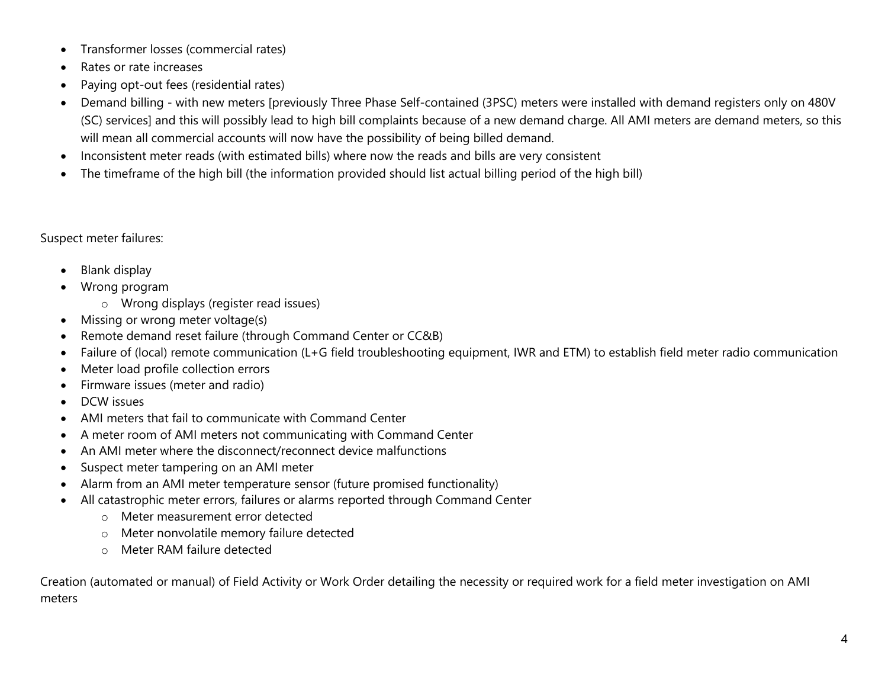- Transformer losses (commercial rates)
- Rates or rate increases
- Paying opt-out fees (residential rates)
- Demand billing - with new meters [previously Three Phase Self-contained (3PSC) meters were installed with demand registers only on 480V (SC) services] and this will possibly lead to high bill complaints because of a new demand charge. All AMI meters are demand meters, so this will mean all commercial accounts will now have the possibility of being billed demand.
- Inconsistent meter reads (with estimated bills) where now the reads and bills are very consistent
- The timeframe of the high bill (the information provided should list actual billing period of the high bill)

Suspect meter failures:

- Blank display
- Wrong program
    - Wrong displays (register read issues)
- Missing or wrong meter voltage(s)
- Remote demand reset failure (through Command Center or CC&B)
- Failure of (local) remote communication (L+G field troubleshooting equipment, IWR and ETM) to establish field meter radio communication
- Meter load profile collection errors
- Firmware issues (meter and radio)
- DCW issues
- AMI meters that fail to communicate with Command Center
- A meter room of AMI meters not communicating with Command Center
- An AMI meter where the disconnect/reconnect device malfunctions
- Suspect meter tampering on an AMI meter
- Alarm from an AMI meter temperature sensor (future promised functionality)
- All catastrophic meter errors, failures or alarms reported through Command Center
    - Meter measurement error detected
    - Meter nonvolatile memory failure detected
    - Meter RAM failure detected

Creation (automated or manual) of Field Activity or Work Order detailing the necessity or required work for a field meter investigation on AMI meters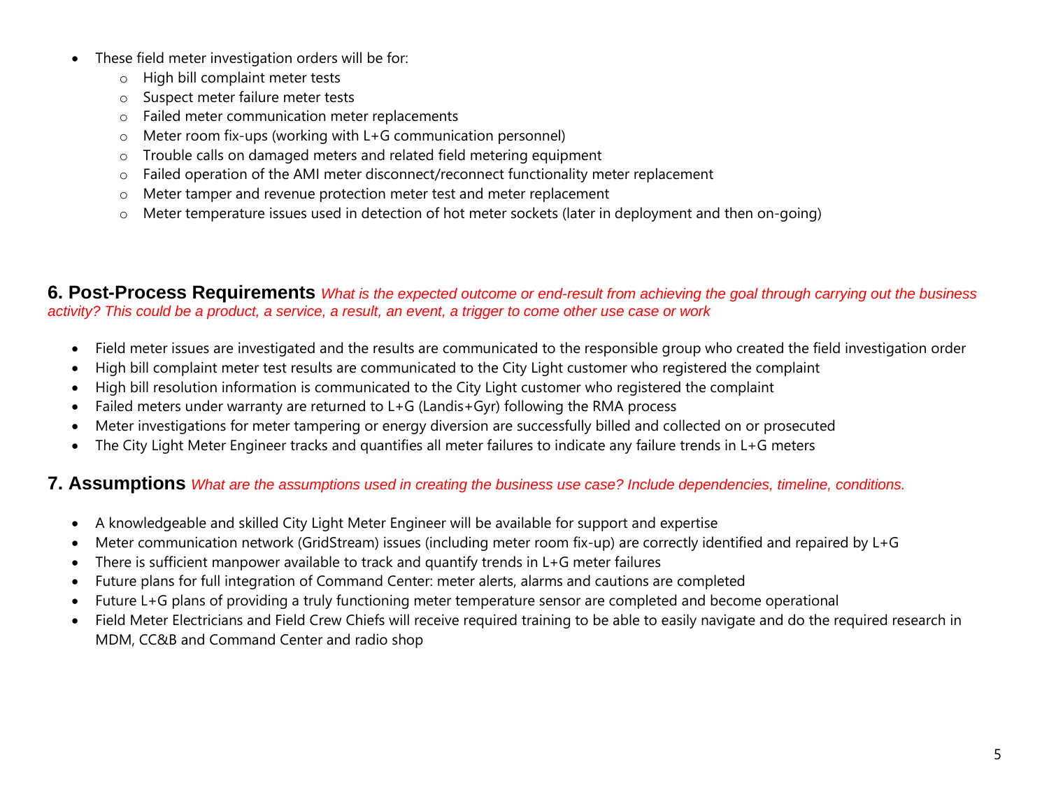- These field meter investigation orders will be for:
    - High bill complaint meter tests
    - Suspect meter failure meter tests
    - Failed meter communication meter replacements
    - Meter room fix-ups (working with L+G communication personnel)
    - Trouble calls on damaged meters and related field metering equipment
    - Failed operation of the AMI meter disconnect/reconnect functionality meter replacement
    - Meter tamper and revenue protection meter test and meter replacement
    - Meter temperature issues used in detection of hot meter sockets (later in deployment and then on-going)

## 6. Post-Process Requirements *What is the expected outcome or end-result from achieving the goal through carrying out the business activity? This could be a product, a service, a result, an event, a trigger to come other use case or work*

- Field meter issues are investigated and the results are communicated to the responsible group who created the field investigation order
- High bill complaint meter test results are communicated to the City Light customer who registered the complaint
- High bill resolution information is communicated to the City Light customer who registered the complaint
- Failed meters under warranty are returned to L+G (Landis+Gyr) following the RMA process
- Meter investigations for meter tampering or energy diversion are successfully billed and collected on or prosecuted
- The City Light Meter Engineer tracks and quantifies all meter failures to indicate any failure trends in L+G meters

## 7. Assumptions *What are the assumptions used in creating the business use case? Include dependencies, timeline, conditions.*

- A knowledgeable and skilled City Light Meter Engineer will be available for support and expertise
- Meter communication network (GridStream) issues (including meter room fix-up) are correctly identified and repaired by L+G
- There is sufficient manpower available to track and quantify trends in L+G meter failures
- Future plans for full integration of Command Center: meter alerts, alarms and cautions are completed
- Future L+G plans of providing a truly functioning meter temperature sensor are completed and become operational
- Field Meter Electricians and Field Crew Chiefs will receive required training to be able to easily navigate and do the required research in MDM, CC&B and Command Center and radio shop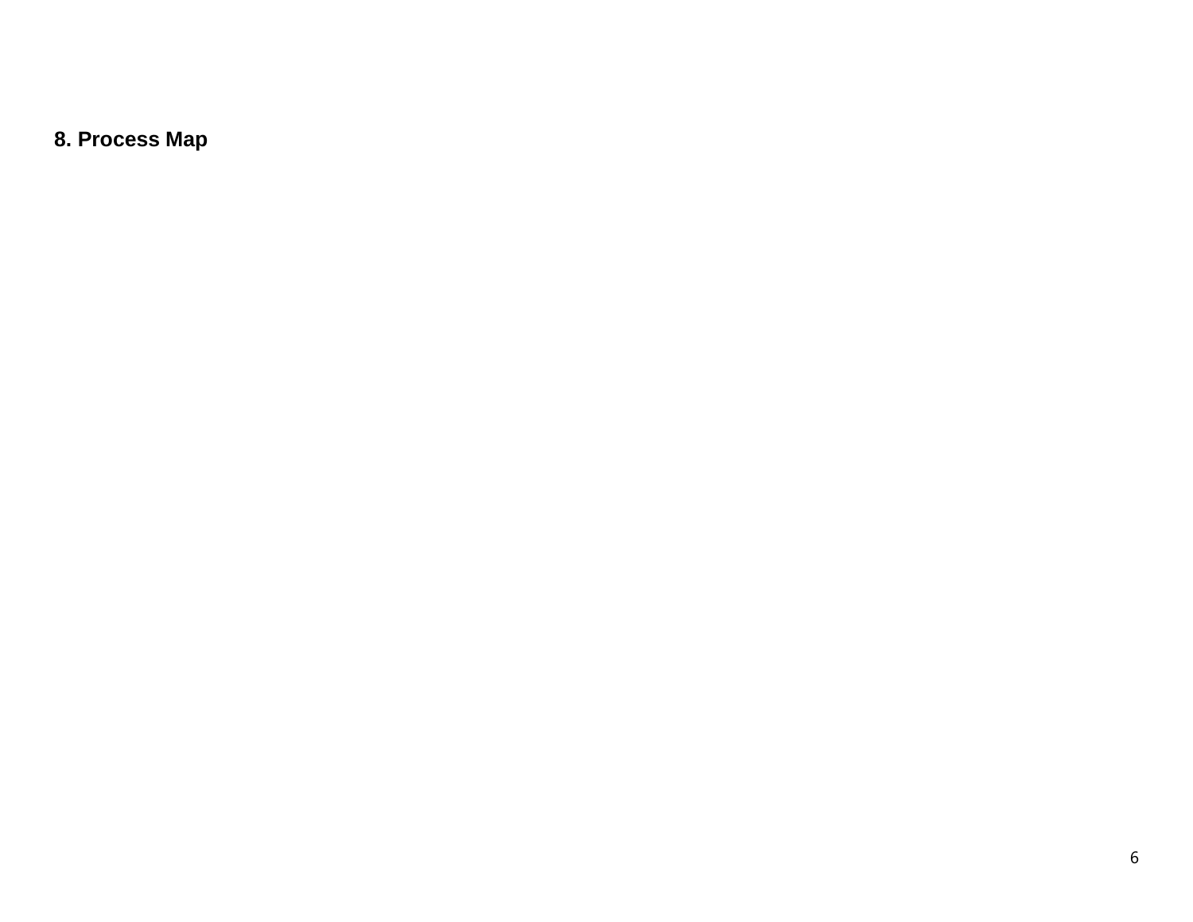## 8. Process Map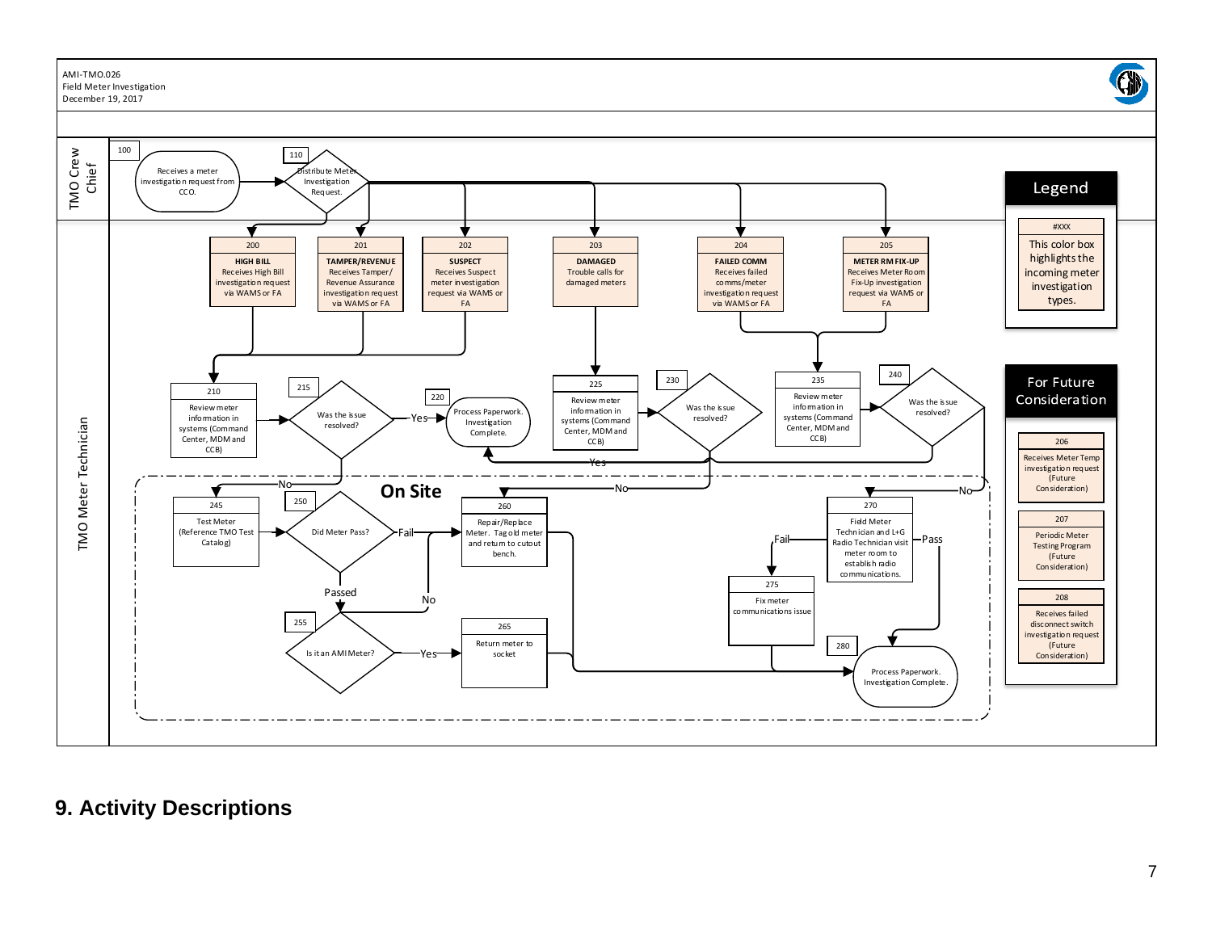AMI-TMO.026
Field Meter Investigation
December 19, 2017

**TMO Crew Chief**

- 100 — Receives a meter investigation request from CCO.
- 110 — Distribute Meter Investigation Request.

**TMO Meter Technician**

- 200 — **HIGH BILL** Receives High Bill investigation request via WAMS or FA
- 201 — **TAMPER/REVENUE** Receives Tamper/ Revenue Assurance investigation request via WAMS or FA
- 202 — **SUSPECT** Receives Suspect meter investigation request via WAMS or FA
- 203 — **DAMAGED** Trouble calls for damaged meters
- 204 — **FAILED COMM** Receives failed comms/meter investigation request via WAMS or FA
- 205 — **METER RM FIX-UP** Receives Meter Room Fix-Up investigation request via WAMS or FA
- 210 — Review meter information in systems (Command Center, MDM and CCB)
- 215 — Was the issue resolved? (Yes → 220; No → 245)
- 220 — Process Paperwork. Investigation Complete.
- 225 — Review meter information in systems (Command Center, MDM and CCB)
- 230 — Was the issue resolved? (Yes → 220; No → 260)
- 235 — Review meter information in systems (Command Center, MDM and CCB)
- 240 — Was the issue resolved? (Yes → 220; No → 270)

**On Site**

- 245 — Test Meter (Reference TMO Test Catalog)
- 250 — Did Meter Pass? (Fail → 260; Passed → 255)
- 255 — Is it an AMI Meter? (Yes → 265; No → 260)
- 260 — Repair/Replace Meter. Tag old meter and return to cutout bench.
- 265 — Return meter to socket
- 270 — Field Meter Technician and L+G Radio Technician visit meter room to establish radio communications. (Fail → 275; Pass → 280)
- 275 — Fix meter communications issue
- 280 — Process Paperwork. Investigation Complete.

**Legend**

- #XXX — This color box highlights the incoming meter investigation types.

**For Future Consideration**

- 206 — Receives Meter Temp investigation request (Future Consideration)
- 207 — Periodic Meter Testing Program (Future Consideration)
- 208 — Receives failed disconnect switch investigation request (Future Consideration)

# 9. Activity Descriptions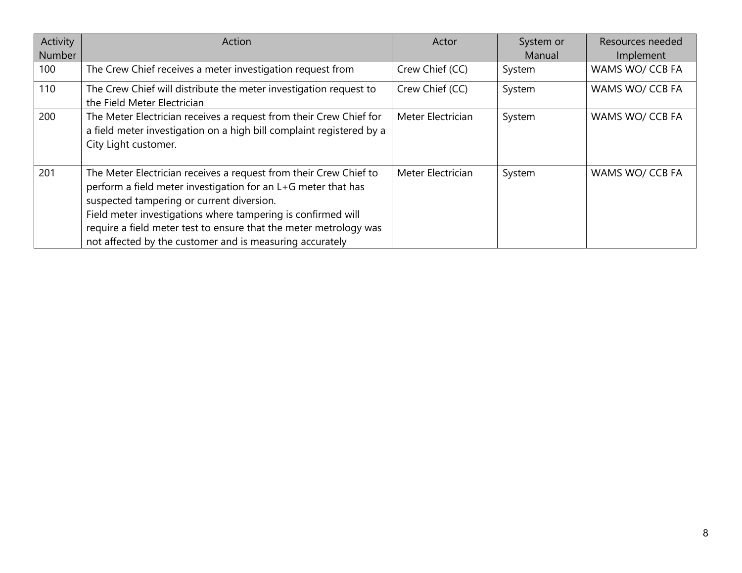| Activity Number | Action | Actor | System or Manual | Resources needed Implement |
|---|---|---|---|---|
| 100 | The Crew Chief receives a meter investigation request from | Crew Chief (CC) | System | WAMS WO/ CCB FA |
| 110 | The Crew Chief will distribute the meter investigation request to the Field Meter Electrician | Crew Chief (CC) | System | WAMS WO/ CCB FA |
| 200 | The Meter Electrician receives a request from their Crew Chief for a field meter investigation on a high bill complaint registered by a City Light customer. | Meter Electrician | System | WAMS WO/ CCB FA |
| 201 | The Meter Electrician receives a request from their Crew Chief to perform a field meter investigation for an L+G meter that has suspected tampering or current diversion.<br>Field meter investigations where tampering is confirmed will require a field meter test to ensure that the meter metrology was not affected by the customer and is measuring accurately | Meter Electrician | System | WAMS WO/ CCB FA |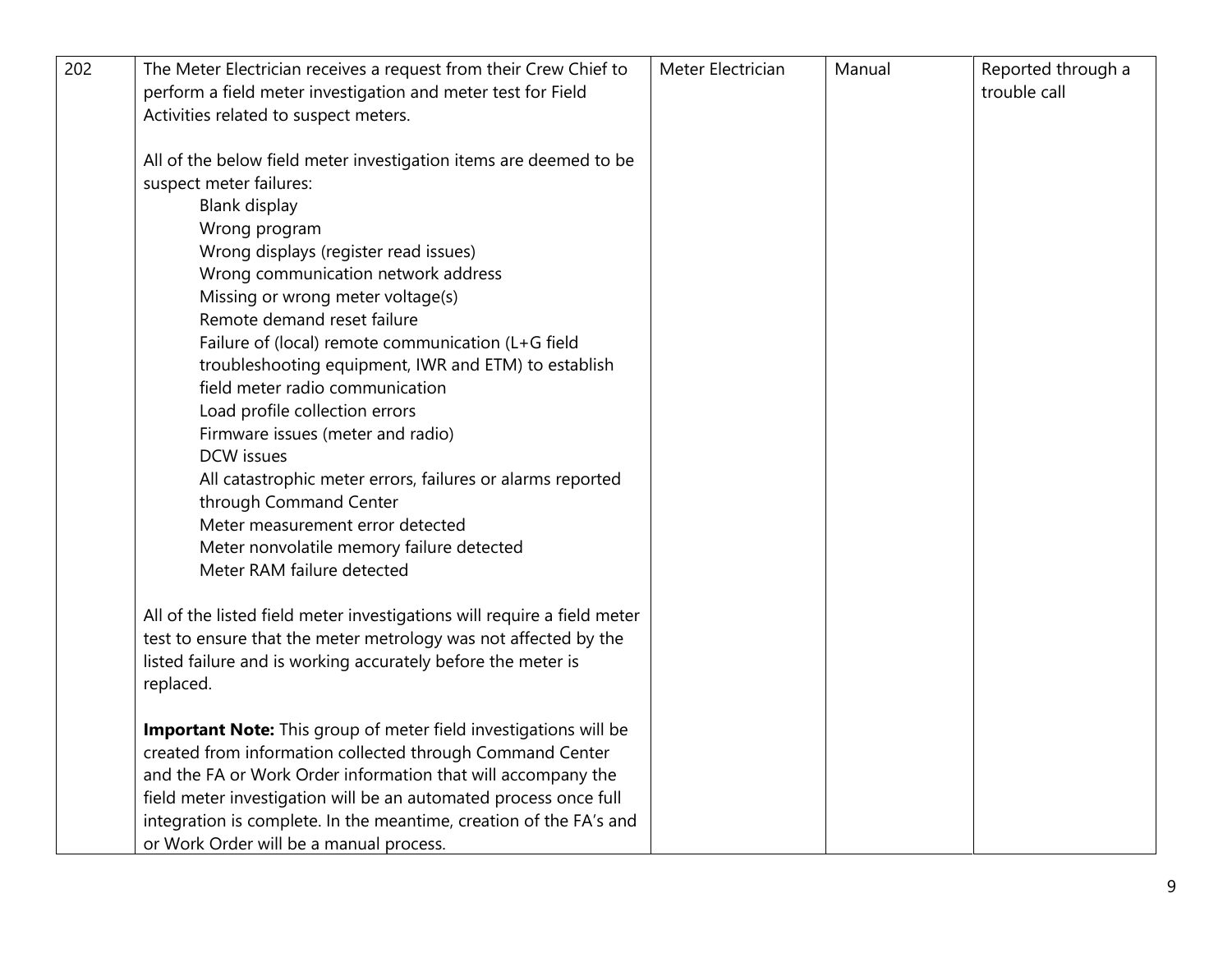| 202 | The Meter Electrician receives a request from their Crew Chief to perform a field meter investigation and meter test for Field Activities related to suspect meters.<br><br>All of the below field meter investigation items are deemed to be suspect meter failures:<br>Blank display<br>Wrong program<br>Wrong displays (register read issues)<br>Wrong communication network address<br>Missing or wrong meter voltage(s)<br>Remote demand reset failure<br>Failure of (local) remote communication (L+G field troubleshooting equipment, IWR and ETM) to establish field meter radio communication<br>Load profile collection errors<br>Firmware issues (meter and radio)<br>DCW issues<br>All catastrophic meter errors, failures or alarms reported through Command Center<br>Meter measurement error detected<br>Meter nonvolatile memory failure detected<br>Meter RAM failure detected<br><br>All of the listed field meter investigations will require a field meter test to ensure that the meter metrology was not affected by the listed failure and is working accurately before the meter is replaced.<br><br>**Important Note:** This group of meter field investigations will be created from information collected through Command Center and the FA or Work Order information that will accompany the field meter investigation will be an automated process once full integration is complete. In the meantime, creation of the FA's and or Work Order will be a manual process. | Meter Electrician | Manual | Reported through a trouble call |
|---|---|---|---|---|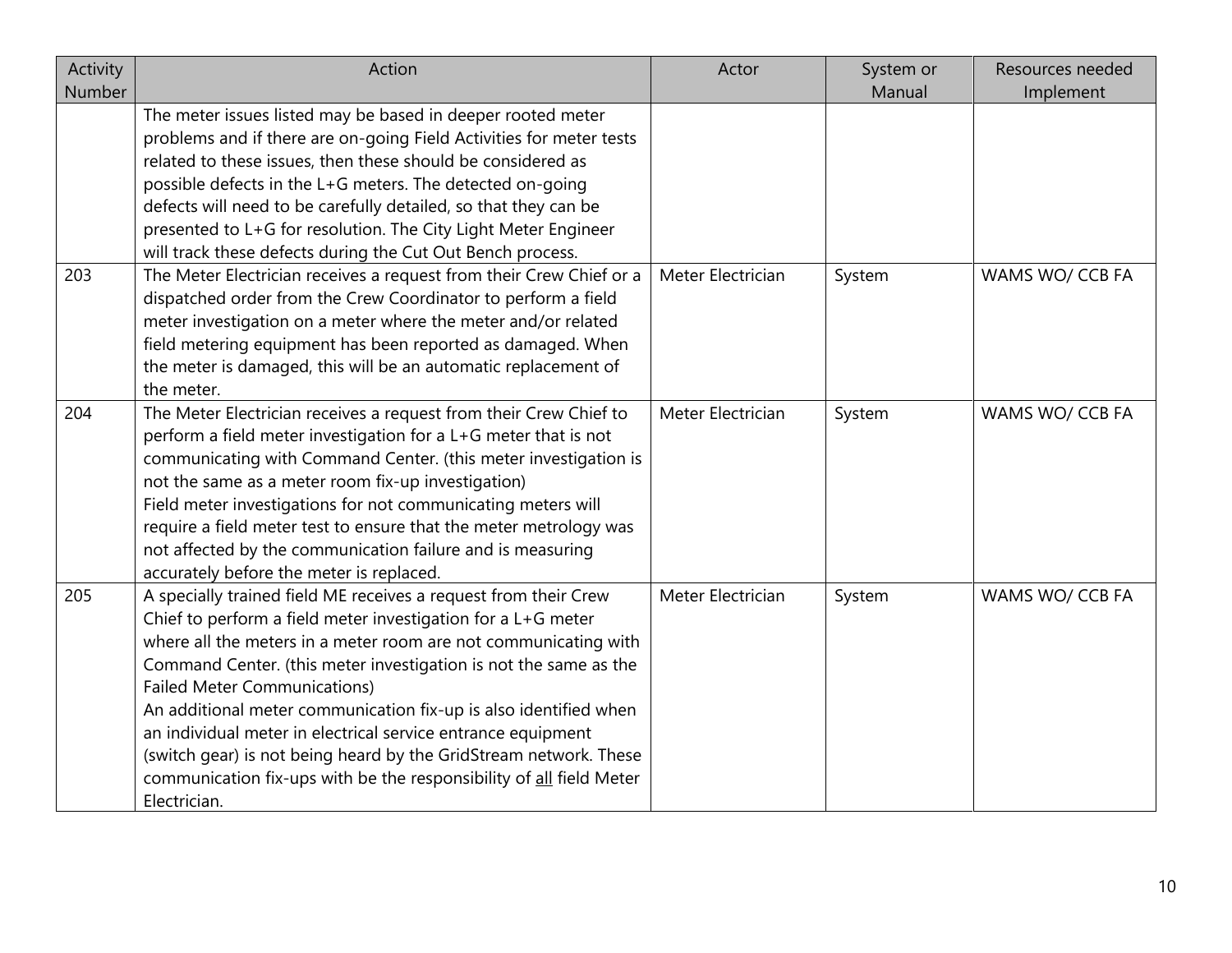| Activity Number | Action | Actor | System or Manual | Resources needed Implement |
|---|---|---|---|---|
| | The meter issues listed may be based in deeper rooted meter problems and if there are on-going Field Activities for meter tests related to these issues, then these should be considered as possible defects in the L+G meters. The detected on-going defects will need to be carefully detailed, so that they can be presented to L+G for resolution. The City Light Meter Engineer will track these defects during the Cut Out Bench process. | | | |
| 203 | The Meter Electrician receives a request from their Crew Chief or a dispatched order from the Crew Coordinator to perform a field meter investigation on a meter where the meter and/or related field metering equipment has been reported as damaged. When the meter is damaged, this will be an automatic replacement of the meter. | Meter Electrician | System | WAMS WO/ CCB FA |
| 204 | The Meter Electrician receives a request from their Crew Chief to perform a field meter investigation for a L+G meter that is not communicating with Command Center. (this meter investigation is not the same as a meter room fix-up investigation)<br>Field meter investigations for not communicating meters will require a field meter test to ensure that the meter metrology was not affected by the communication failure and is measuring accurately before the meter is replaced. | Meter Electrician | System | WAMS WO/ CCB FA |
| 205 | A specially trained field ME receives a request from their Crew Chief to perform a field meter investigation for a L+G meter where all the meters in a meter room are not communicating with Command Center. (this meter investigation is not the same as the Failed Meter Communications)<br>An additional meter communication fix-up is also identified when an individual meter in electrical service entrance equipment (switch gear) is not being heard by the GridStream network. These communication fix-ups with be the responsibility of <u>all</u> field Meter Electrician. | Meter Electrician | System | WAMS WO/ CCB FA |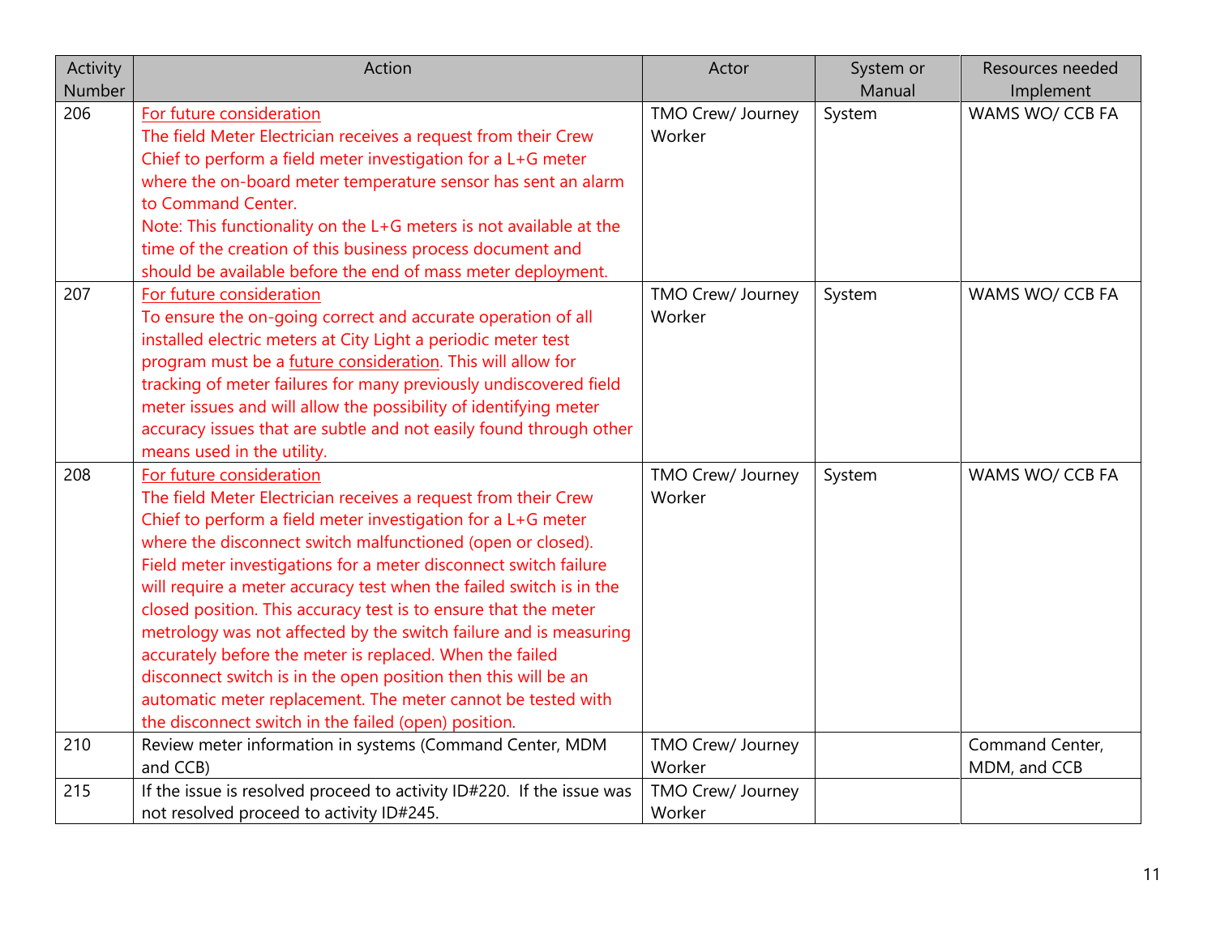| Activity Number | Action | Actor | System or Manual | Resources needed Implement |
|---|---|---|---|---|
| 206 | For future consideration<br>The field Meter Electrician receives a request from their Crew Chief to perform a field meter investigation for a L+G meter where the on-board meter temperature sensor has sent an alarm to Command Center.<br>Note: This functionality on the L+G meters is not available at the time of the creation of this business process document and should be available before the end of mass meter deployment. | TMO Crew/ Journey Worker | System | WAMS WO/ CCB FA |
| 207 | For future consideration<br>To ensure the on-going correct and accurate operation of all installed electric meters at City Light a periodic meter test program must be a future consideration. This will allow for tracking of meter failures for many previously undiscovered field meter issues and will allow the possibility of identifying meter accuracy issues that are subtle and not easily found through other means used in the utility. | TMO Crew/ Journey Worker | System | WAMS WO/ CCB FA |
| 208 | For future consideration<br>The field Meter Electrician receives a request from their Crew Chief to perform a field meter investigation for a L+G meter where the disconnect switch malfunctioned (open or closed). Field meter investigations for a meter disconnect switch failure will require a meter accuracy test when the failed switch is in the closed position. This accuracy test is to ensure that the meter metrology was not affected by the switch failure and is measuring accurately before the meter is replaced. When the failed disconnect switch is in the open position then this will be an automatic meter replacement. The meter cannot be tested with the disconnect switch in the failed (open) position. | TMO Crew/ Journey Worker | System | WAMS WO/ CCB FA |
| 210 | Review meter information in systems (Command Center, MDM and CCB) | TMO Crew/ Journey Worker | | Command Center, MDM, and CCB |
| 215 | If the issue is resolved proceed to activity ID#220. If the issue was not resolved proceed to activity ID#245. | TMO Crew/ Journey Worker | | |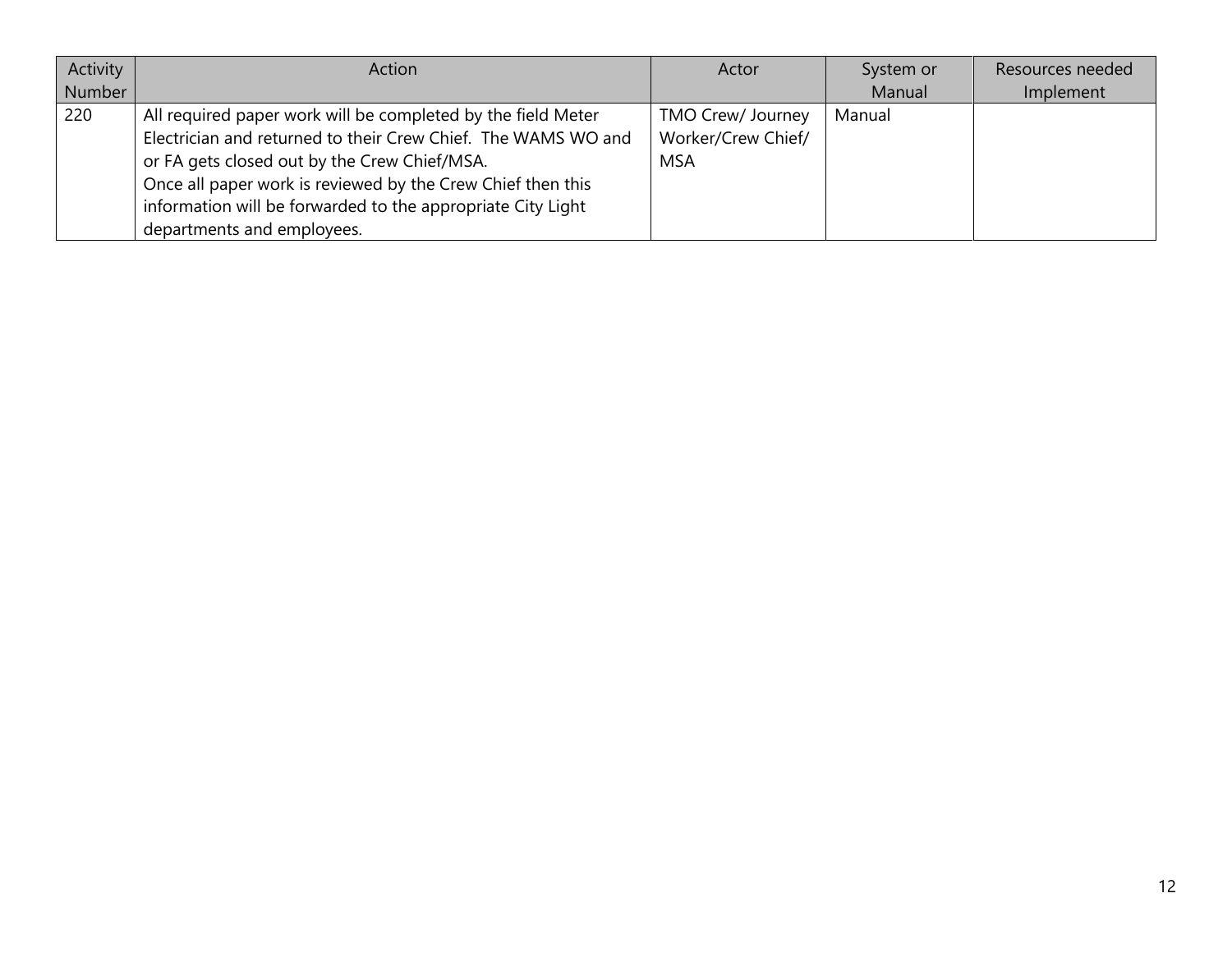| Activity Number | Action | Actor | System or Manual | Resources needed Implement |
|---|---|---|---|---|
| 220 | All required paper work will be completed by the field Meter Electrician and returned to their Crew Chief. The WAMS WO and or FA gets closed out by the Crew Chief/MSA.<br>Once all paper work is reviewed by the Crew Chief then this information will be forwarded to the appropriate City Light departments and employees. | TMO Crew/ Journey Worker/Crew Chief/ MSA | Manual | |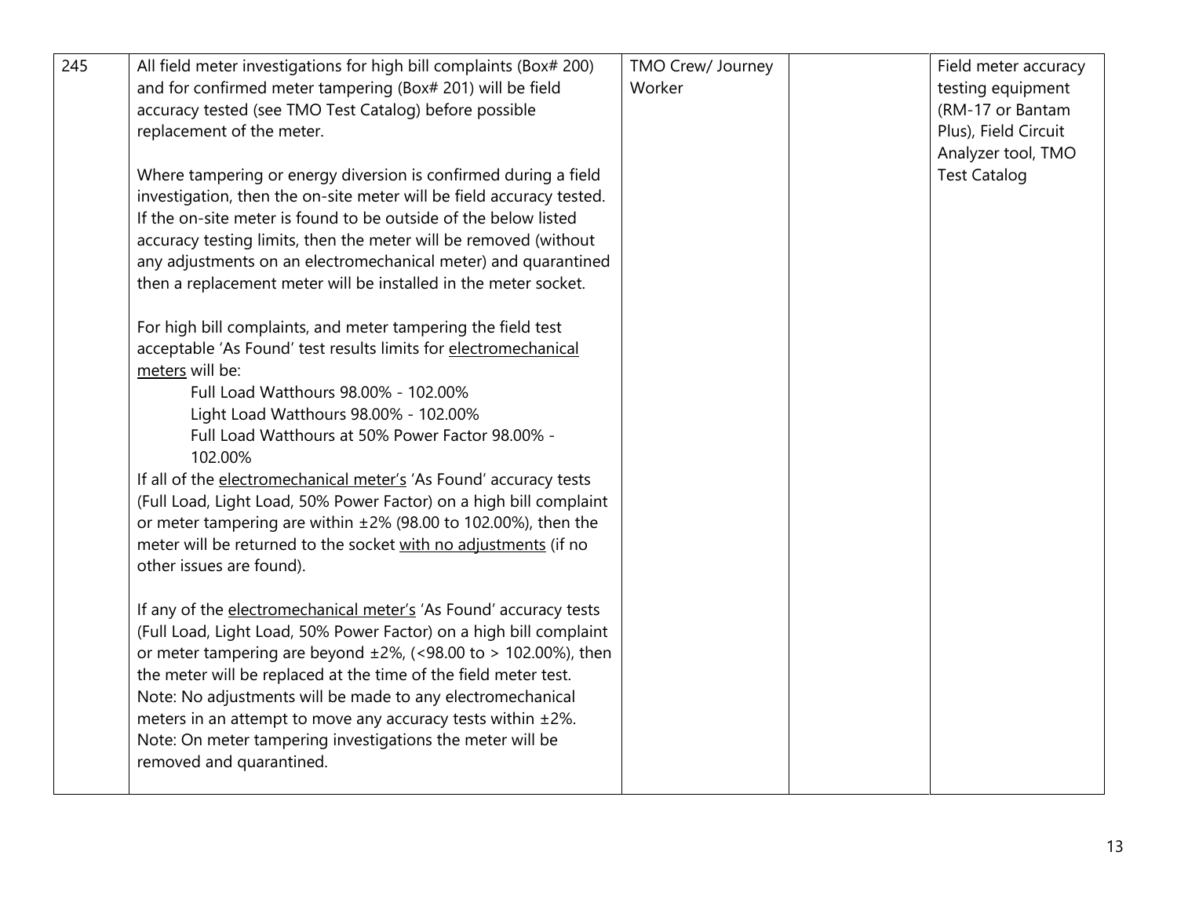| 245 | All field meter investigations for high bill complaints (Box# 200) and for confirmed meter tampering (Box# 201) will be field accuracy tested (see TMO Test Catalog) before possible replacement of the meter.<br><br>Where tampering or energy diversion is confirmed during a field investigation, then the on-site meter will be field accuracy tested. If the on-site meter is found to be outside of the below listed accuracy testing limits, then the meter will be removed (without any adjustments on an electromechanical meter) and quarantined then a replacement meter will be installed in the meter socket.<br><br>For high bill complaints, and meter tampering the field test acceptable 'As Found' test results limits for <u>electromechanical meters</u> will be:<br>Full Load Watthours 98.00% - 102.00%<br>Light Load Watthours 98.00% - 102.00%<br>Full Load Watthours at 50% Power Factor 98.00% - 102.00%<br>If all of the <u>electromechanical meter's</u> 'As Found' accuracy tests (Full Load, Light Load, 50% Power Factor) on a high bill complaint or meter tampering are within ±2% (98.00 to 102.00%), then the meter will be returned to the socket <u>with no adjustments</u> (if no other issues are found).<br><br>If any of the <u>electromechanical meter's</u> 'As Found' accuracy tests (Full Load, Light Load, 50% Power Factor) on a high bill complaint or meter tampering are beyond ±2%, (<98.00 to > 102.00%), then the meter will be replaced at the time of the field meter test.<br>Note: No adjustments will be made to any electromechanical meters in an attempt to move any accuracy tests within ±2%.<br>Note: On meter tampering investigations the meter will be removed and quarantined. | TMO Crew/ Journey Worker | | Field meter accuracy testing equipment (RM-17 or Bantam Plus), Field Circuit Analyzer tool, TMO Test Catalog |
|---|---|---|---|---|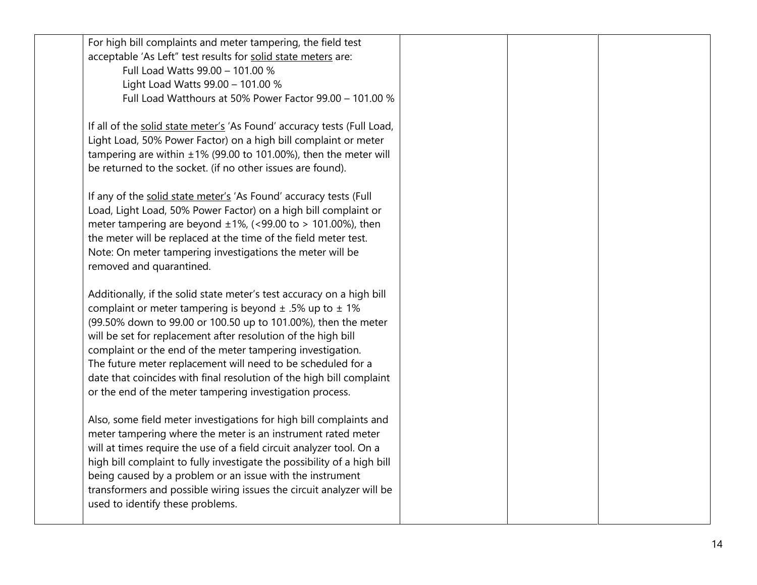| | | | | |
|---|---|---|---|---|
| | For high bill complaints and meter tampering, the field test acceptable 'As Left" test results for <u>solid state meters</u> are:<br>Full Load Watts 99.00 – 101.00 %<br>Light Load Watts 99.00 – 101.00 %<br>Full Load Watthours at 50% Power Factor 99.00 – 101.00 %<br><br>If all of the <u>solid state meter's</u> 'As Found' accuracy tests (Full Load, Light Load, 50% Power Factor) on a high bill complaint or meter tampering are within ±1% (99.00 to 101.00%), then the meter will be returned to the socket. (if no other issues are found).<br><br>If any of the <u>solid state meter's</u> 'As Found' accuracy tests (Full Load, Light Load, 50% Power Factor) on a high bill complaint or meter tampering are beyond ±1%, (<99.00 to > 101.00%), then the meter will be replaced at the time of the field meter test. Note: On meter tampering investigations the meter will be removed and quarantined.<br><br>Additionally, if the solid state meter's test accuracy on a high bill complaint or meter tampering is beyond ± .5% up to ± 1% (99.50% down to 99.00 or 100.50 up to 101.00%), then the meter will be set for replacement after resolution of the high bill complaint or the end of the meter tampering investigation. The future meter replacement will need to be scheduled for a date that coincides with final resolution of the high bill complaint or the end of the meter tampering investigation process.<br><br>Also, some field meter investigations for high bill complaints and meter tampering where the meter is an instrument rated meter will at times require the use of a field circuit analyzer tool. On a high bill complaint to fully investigate the possibility of a high bill being caused by a problem or an issue with the instrument transformers and possible wiring issues the circuit analyzer will be used to identify these problems. | | | |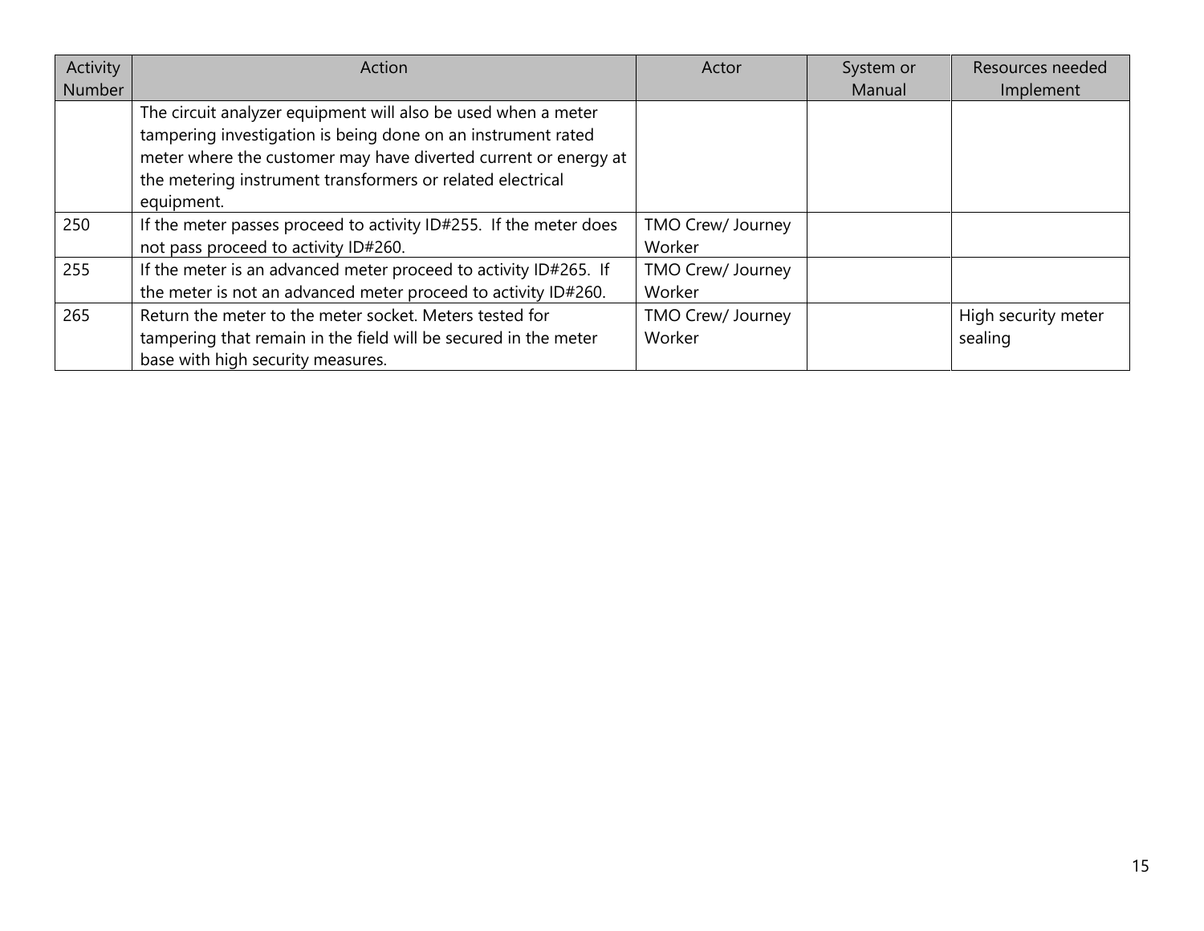| Activity Number | Action | Actor | System or Manual | Resources needed Implement |
|---|---|---|---|---|
| | The circuit analyzer equipment will also be used when a meter tampering investigation is being done on an instrument rated meter where the customer may have diverted current or energy at the metering instrument transformers or related electrical equipment. | | | |
| 250 | If the meter passes proceed to activity ID#255. If the meter does not pass proceed to activity ID#260. | TMO Crew/ Journey Worker | | |
| 255 | If the meter is an advanced meter proceed to activity ID#265. If the meter is not an advanced meter proceed to activity ID#260. | TMO Crew/ Journey Worker | | |
| 265 | Return the meter to the meter socket. Meters tested for tampering that remain in the field will be secured in the meter base with high security measures. | TMO Crew/ Journey Worker | | High security meter sealing |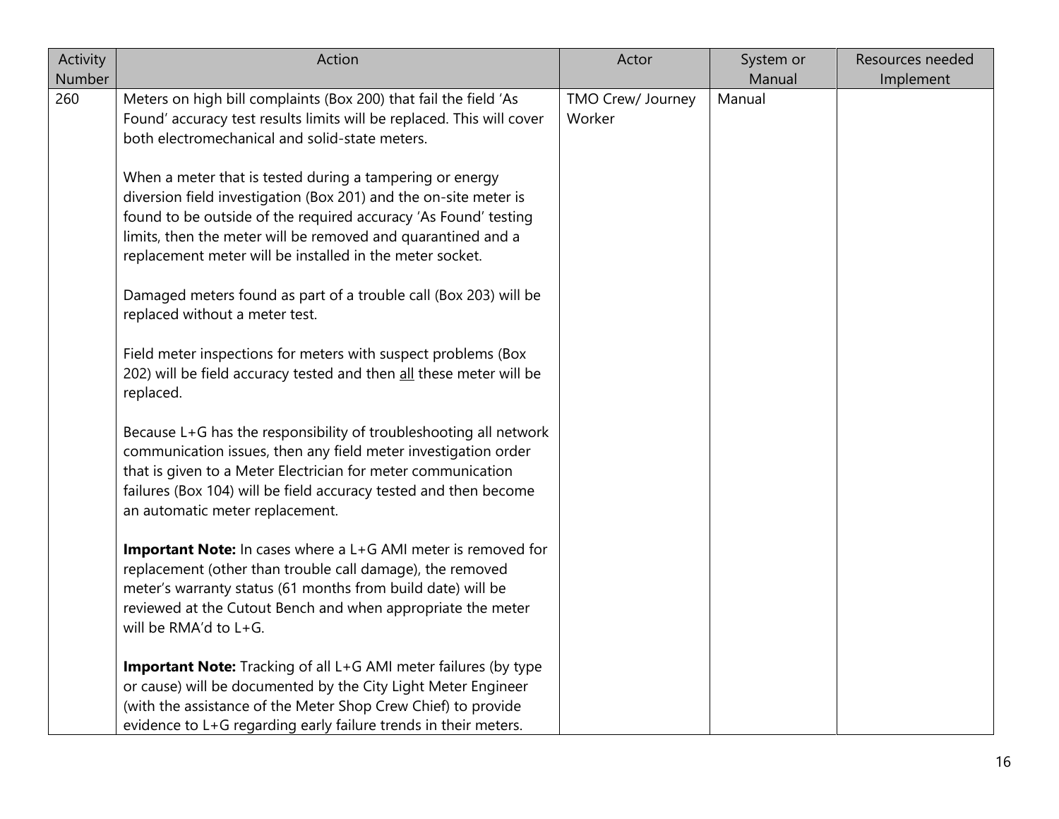| Activity Number | Action | Actor | System or Manual | Resources needed Implement |
|---|---|---|---|---|
| 260 | Meters on high bill complaints (Box 200) that fail the field 'As Found' accuracy test results limits will be replaced. This will cover both electromechanical and solid-state meters.<br><br>When a meter that is tested during a tampering or energy diversion field investigation (Box 201) and the on-site meter is found to be outside of the required accuracy 'As Found' testing limits, then the meter will be removed and quarantined and a replacement meter will be installed in the meter socket.<br><br>Damaged meters found as part of a trouble call (Box 203) will be replaced without a meter test.<br><br>Field meter inspections for meters with suspect problems (Box 202) will be field accuracy tested and then <u>all</u> these meter will be replaced.<br><br>Because L+G has the responsibility of troubleshooting all network communication issues, then any field meter investigation order that is given to a Meter Electrician for meter communication failures (Box 104) will be field accuracy tested and then become an automatic meter replacement.<br><br>**Important Note:** In cases where a L+G AMI meter is removed for replacement (other than trouble call damage), the removed meter's warranty status (61 months from build date) will be reviewed at the Cutout Bench and when appropriate the meter will be RMA'd to L+G.<br><br>**Important Note:** Tracking of all L+G AMI meter failures (by type or cause) will be documented by the City Light Meter Engineer (with the assistance of the Meter Shop Crew Chief) to provide evidence to L+G regarding early failure trends in their meters. | TMO Crew/ Journey Worker | Manual | |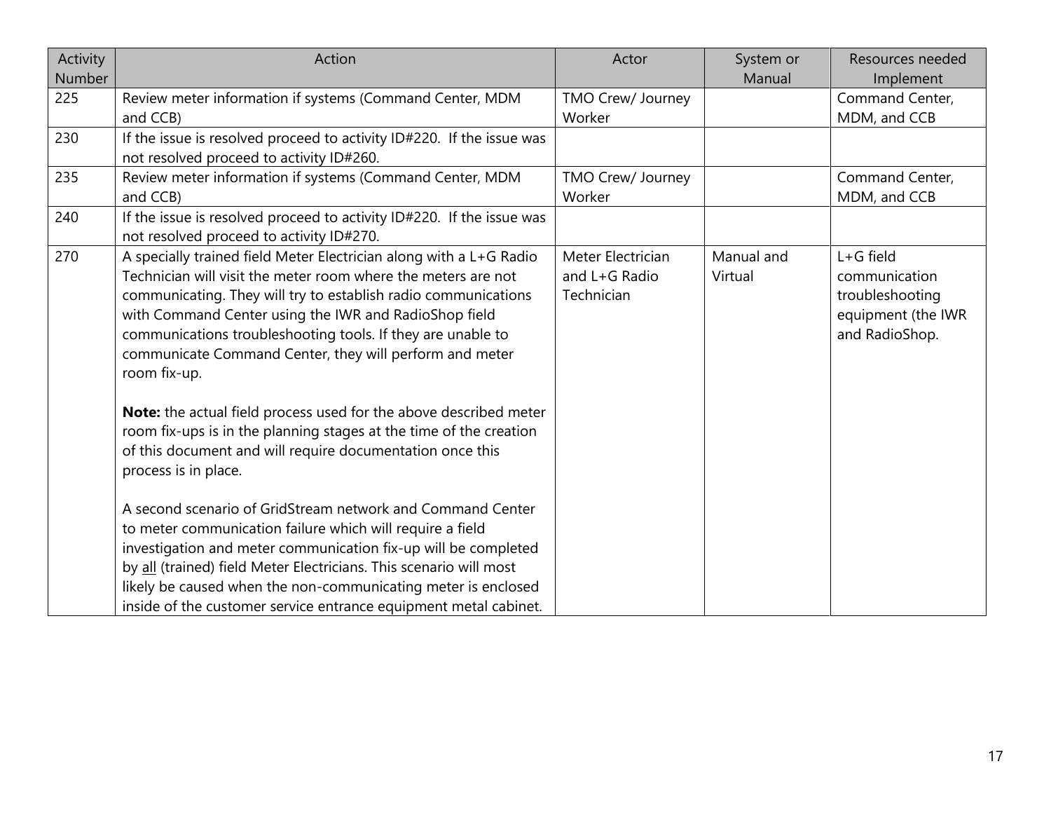| Activity Number | Action | Actor | System or Manual | Resources needed Implement |
|---|---|---|---|---|
| 225 | Review meter information if systems (Command Center, MDM and CCB) | TMO Crew/ Journey Worker | | Command Center, MDM, and CCB |
| 230 | If the issue is resolved proceed to activity ID#220. If the issue was not resolved proceed to activity ID#260. | | | |
| 235 | Review meter information if systems (Command Center, MDM and CCB) | TMO Crew/ Journey Worker | | Command Center, MDM, and CCB |
| 240 | If the issue is resolved proceed to activity ID#220. If the issue was not resolved proceed to activity ID#270. | | | |
| 270 | A specially trained field Meter Electrician along with a L+G Radio Technician will visit the meter room where the meters are not communicating. They will try to establish radio communications with Command Center using the IWR and RadioShop field communications troubleshooting tools. If they are unable to communicate Command Center, they will perform and meter room fix-up.<br><br>**Note:** the actual field process used for the above described meter room fix-ups is in the planning stages at the time of the creation of this document and will require documentation once this process is in place.<br><br>A second scenario of GridStream network and Command Center to meter communication failure which will require a field investigation and meter communication fix-up will be completed by <u>all</u> (trained) field Meter Electricians. This scenario will most likely be caused when the non-communicating meter is enclosed inside of the customer service entrance equipment metal cabinet. | Meter Electrician and L+G Radio Technician | Manual and Virtual | L+G field communication troubleshooting equipment (the IWR and RadioShop. |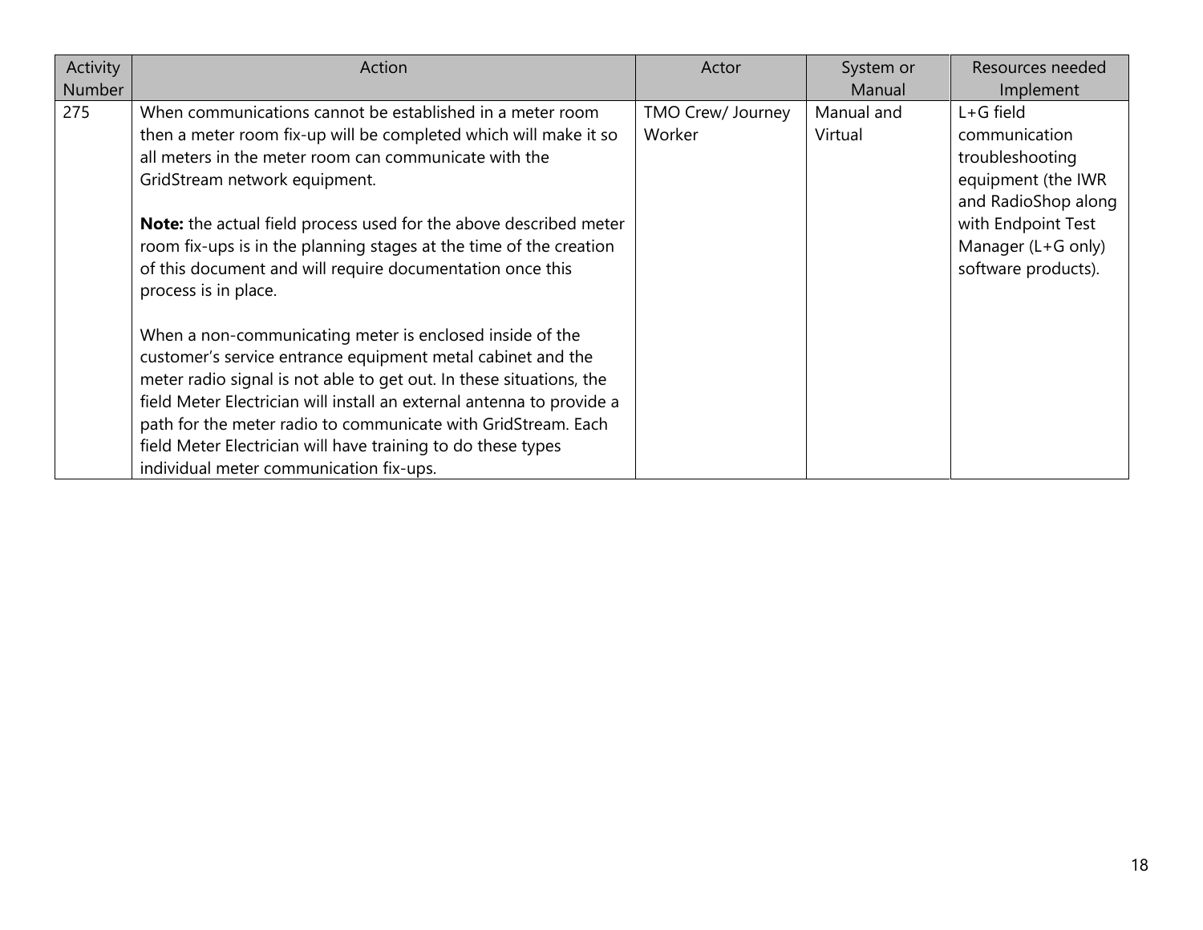| Activity Number | Action | Actor | System or Manual | Resources needed Implement |
|---|---|---|---|---|
| 275 | When communications cannot be established in a meter room then a meter room fix-up will be completed which will make it so all meters in the meter room can communicate with the GridStream network equipment.<br><br>**Note:** the actual field process used for the above described meter room fix-ups is in the planning stages at the time of the creation of this document and will require documentation once this process is in place.<br><br>When a non-communicating meter is enclosed inside of the customer's service entrance equipment metal cabinet and the meter radio signal is not able to get out. In these situations, the field Meter Electrician will install an external antenna to provide a path for the meter radio to communicate with GridStream. Each field Meter Electrician will have training to do these types individual meter communication fix-ups. | TMO Crew/ Journey Worker | Manual and Virtual | L+G field communication troubleshooting equipment (the IWR and RadioShop along with Endpoint Test Manager (L+G only) software products). |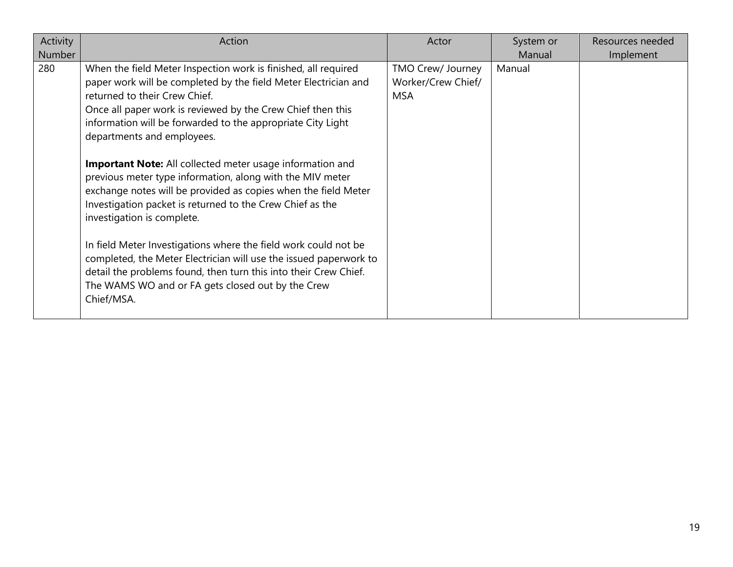| Activity Number | Action | Actor | System or Manual | Resources needed Implement |
|---|---|---|---|---|
| 280 | When the field Meter Inspection work is finished, all required paper work will be completed by the field Meter Electrician and returned to their Crew Chief.<br>Once all paper work is reviewed by the Crew Chief then this information will be forwarded to the appropriate City Light departments and employees.<br><br>**Important Note:** All collected meter usage information and previous meter type information, along with the MIV meter exchange notes will be provided as copies when the field Meter Investigation packet is returned to the Crew Chief as the investigation is complete.<br><br>In field Meter Investigations where the field work could not be completed, the Meter Electrician will use the issued paperwork to detail the problems found, then turn this into their Crew Chief. The WAMS WO and or FA gets closed out by the Crew Chief/MSA. | TMO Crew/ Journey Worker/Crew Chief/ MSA | Manual | |